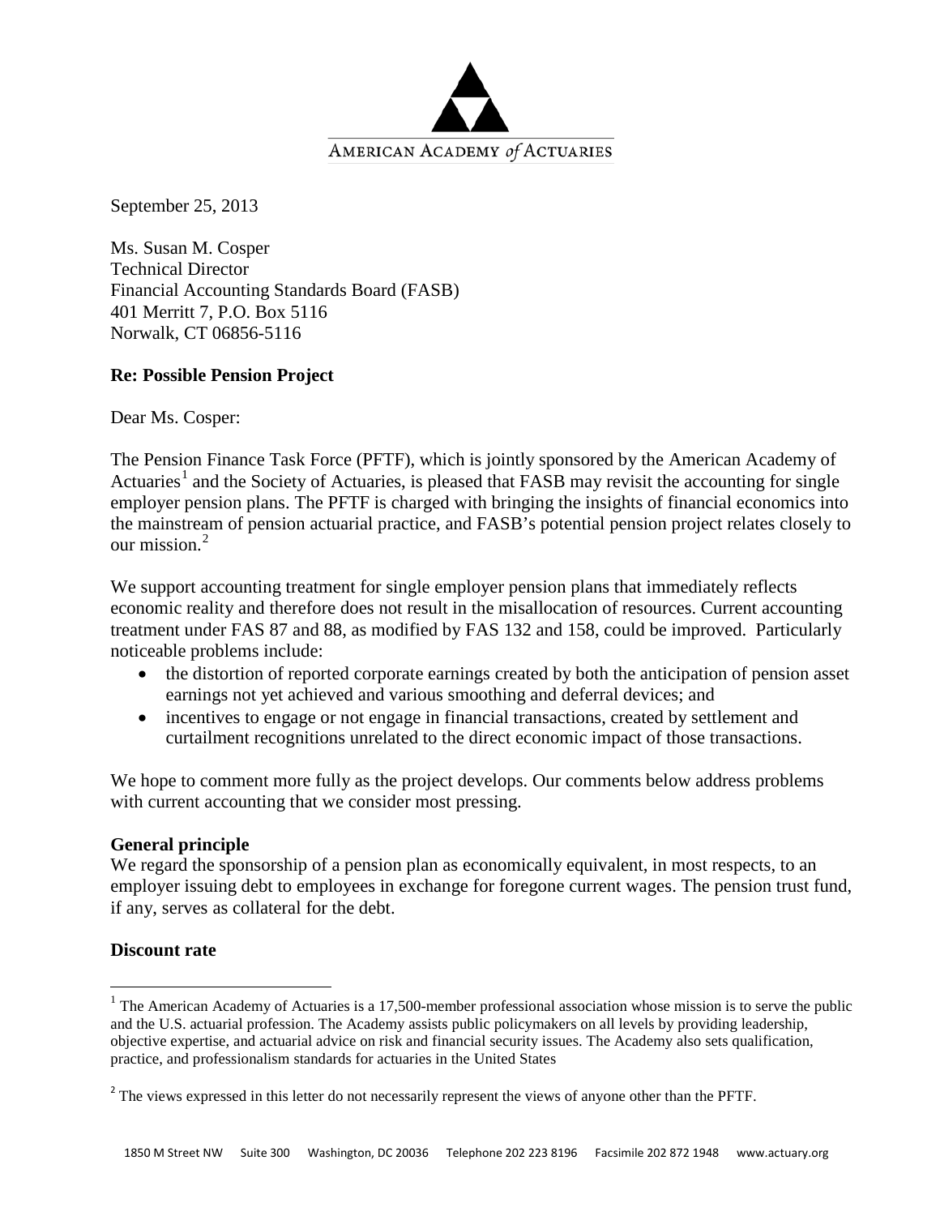AMERICAN ACADEMY *of* ACTUARIES

September 25, 2013

Ms. Susan M. Cosper
Technical Director
Financial Accounting Standards Board (FASB)
401 Merritt 7, P.O. Box 5116
Norwalk, CT 06856-5116

**Re: Possible Pension Project**

Dear Ms. Cosper:

The Pension Finance Task Force (PFTF), which is jointly sponsored by the American Academy of Actuaries[1] and the Society of Actuaries, is pleased that FASB may revisit the accounting for single employer pension plans. The PFTF is charged with bringing the insights of financial economics into the mainstream of pension actuarial practice, and FASB's potential pension project relates closely to our mission.[2]

We support accounting treatment for single employer pension plans that immediately reflects economic reality and therefore does not result in the misallocation of resources. Current accounting treatment under FAS 87 and 88, as modified by FAS 132 and 158, could be improved. Particularly noticeable problems include:

- the distortion of reported corporate earnings created by both the anticipation of pension asset earnings not yet achieved and various smoothing and deferral devices; and
- incentives to engage or not engage in financial transactions, created by settlement and curtailment recognitions unrelated to the direct economic impact of those transactions.

We hope to comment more fully as the project develops. Our comments below address problems with current accounting that we consider most pressing.

**General principle**

We regard the sponsorship of a pension plan as economically equivalent, in most respects, to an employer issuing debt to employees in exchange for foregone current wages. The pension trust fund, if any, serves as collateral for the debt.

**Discount rate**

[1] The American Academy of Actuaries is a 17,500-member professional association whose mission is to serve the public and the U.S. actuarial profession. The Academy assists public policymakers on all levels by providing leadership, objective expertise, and actuarial advice on risk and financial security issues. The Academy also sets qualification, practice, and professionalism standards for actuaries in the United States

[2] The views expressed in this letter do not necessarily represent the views of anyone other than the PFTF.

1850 M Street NW Suite 300 Washington, DC 20036 Telephone 202 223 8196 Facsimile 202 872 1948 www.actuary.org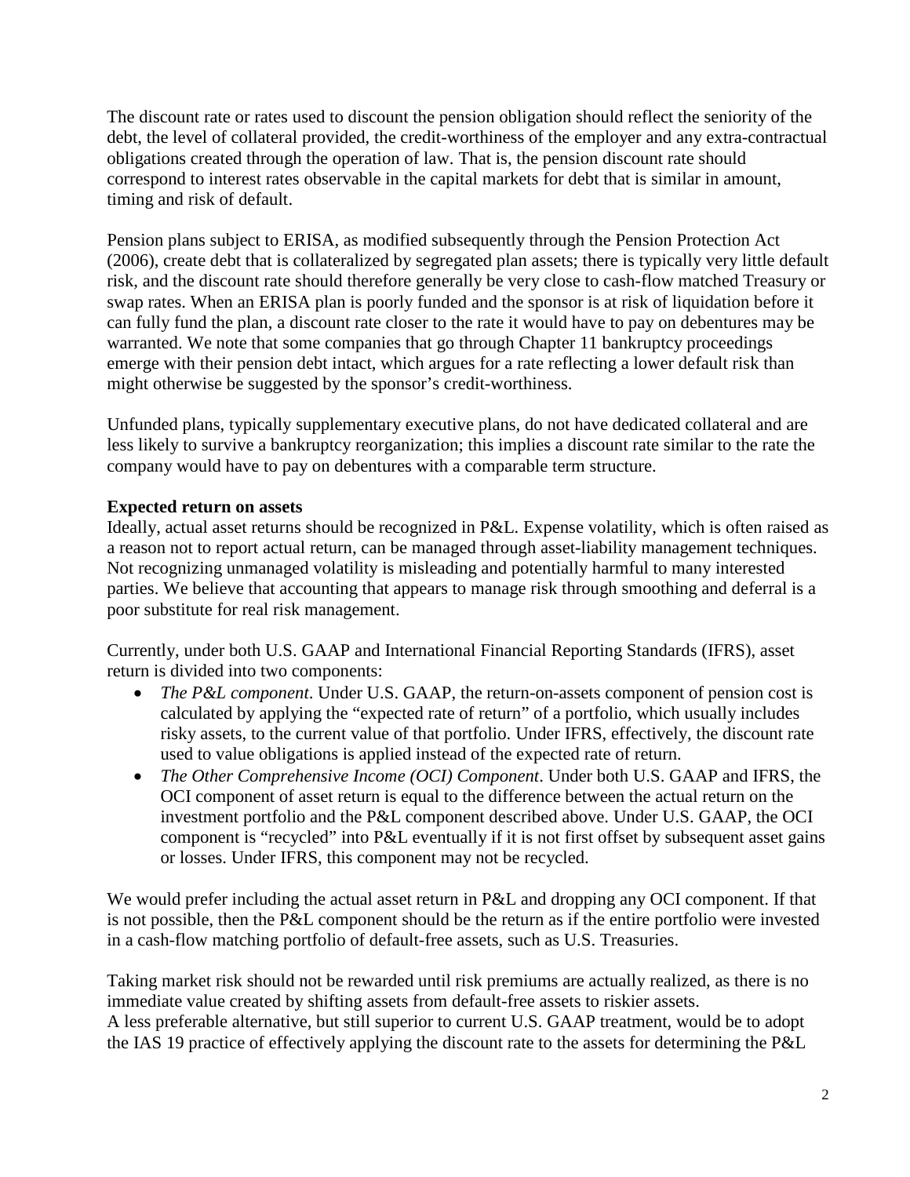The discount rate or rates used to discount the pension obligation should reflect the seniority of the debt, the level of collateral provided, the credit-worthiness of the employer and any extra-contractual obligations created through the operation of law. That is, the pension discount rate should correspond to interest rates observable in the capital markets for debt that is similar in amount, timing and risk of default.

Pension plans subject to ERISA, as modified subsequently through the Pension Protection Act (2006), create debt that is collateralized by segregated plan assets; there is typically very little default risk, and the discount rate should therefore generally be very close to cash-flow matched Treasury or swap rates. When an ERISA plan is poorly funded and the sponsor is at risk of liquidation before it can fully fund the plan, a discount rate closer to the rate it would have to pay on debentures may be warranted. We note that some companies that go through Chapter 11 bankruptcy proceedings emerge with their pension debt intact, which argues for a rate reflecting a lower default risk than might otherwise be suggested by the sponsor's credit-worthiness.

Unfunded plans, typically supplementary executive plans, do not have dedicated collateral and are less likely to survive a bankruptcy reorganization; this implies a discount rate similar to the rate the company would have to pay on debentures with a comparable term structure.

**Expected return on assets**

Ideally, actual asset returns should be recognized in P&L. Expense volatility, which is often raised as a reason not to report actual return, can be managed through asset-liability management techniques. Not recognizing unmanaged volatility is misleading and potentially harmful to many interested parties. We believe that accounting that appears to manage risk through smoothing and deferral is a poor substitute for real risk management.

Currently, under both U.S. GAAP and International Financial Reporting Standards (IFRS), asset return is divided into two components:

- *The P&L component*. Under U.S. GAAP, the return-on-assets component of pension cost is calculated by applying the "expected rate of return" of a portfolio, which usually includes risky assets, to the current value of that portfolio. Under IFRS, effectively, the discount rate used to value obligations is applied instead of the expected rate of return.
- *The Other Comprehensive Income (OCI) Component*. Under both U.S. GAAP and IFRS, the OCI component of asset return is equal to the difference between the actual return on the investment portfolio and the P&L component described above. Under U.S. GAAP, the OCI component is "recycled" into P&L eventually if it is not first offset by subsequent asset gains or losses. Under IFRS, this component may not be recycled.

We would prefer including the actual asset return in P&L and dropping any OCI component. If that is not possible, then the P&L component should be the return as if the entire portfolio were invested in a cash-flow matching portfolio of default-free assets, such as U.S. Treasuries.

Taking market risk should not be rewarded until risk premiums are actually realized, as there is no immediate value created by shifting assets from default-free assets to riskier assets.
A less preferable alternative, but still superior to current U.S. GAAP treatment, would be to adopt the IAS 19 practice of effectively applying the discount rate to the assets for determining the P&L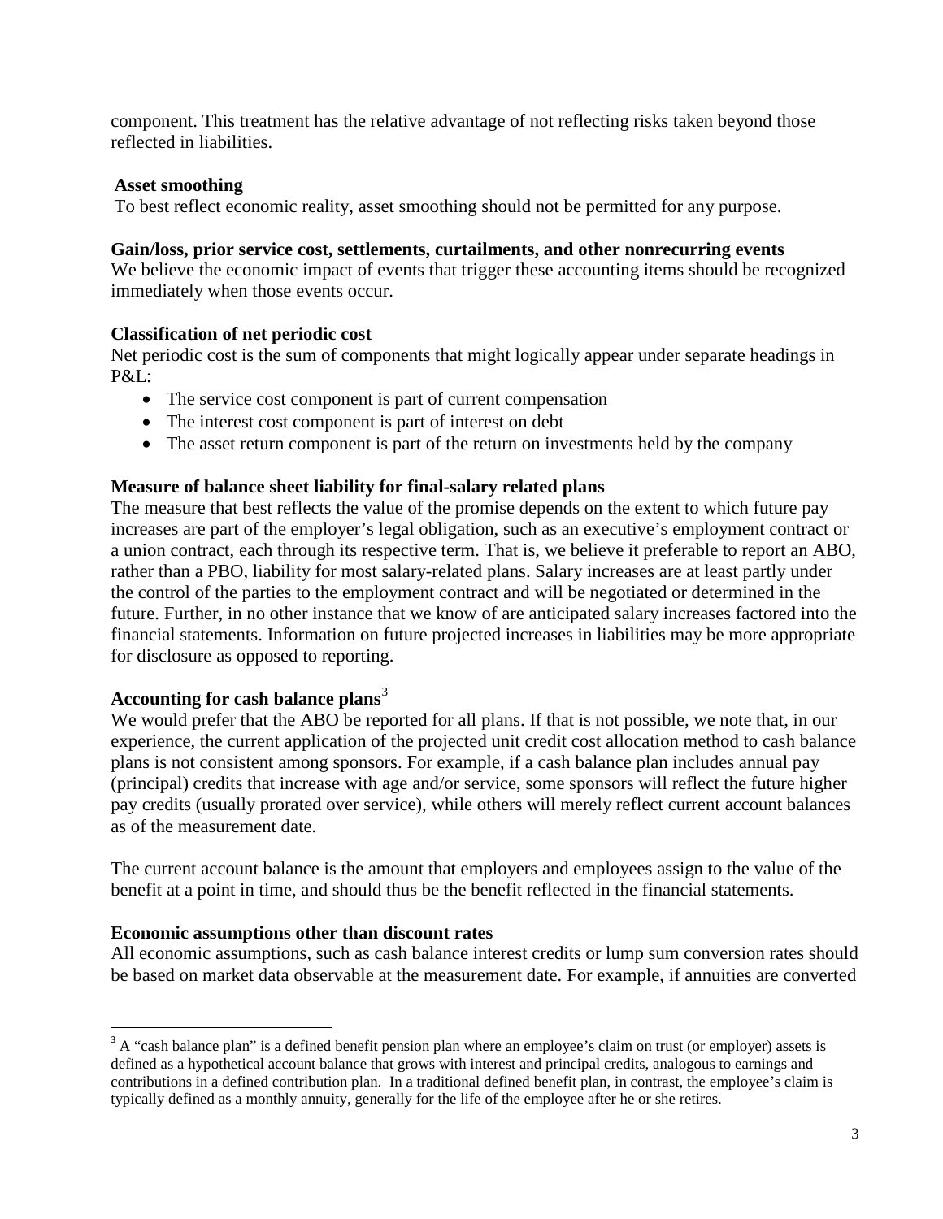component. This treatment has the relative advantage of not reflecting risks taken beyond those reflected in liabilities.

**Asset smoothing**

To best reflect economic reality, asset smoothing should not be permitted for any purpose.

**Gain/loss, prior service cost, settlements, curtailments, and other nonrecurring events**

We believe the economic impact of events that trigger these accounting items should be recognized immediately when those events occur.

**Classification of net periodic cost**

Net periodic cost is the sum of components that might logically appear under separate headings in P&L:

- The service cost component is part of current compensation
- The interest cost component is part of interest on debt
- The asset return component is part of the return on investments held by the company

**Measure of balance sheet liability for final-salary related plans**

The measure that best reflects the value of the promise depends on the extent to which future pay increases are part of the employer's legal obligation, such as an executive's employment contract or a union contract, each through its respective term. That is, we believe it preferable to report an ABO, rather than a PBO, liability for most salary-related plans. Salary increases are at least partly under the control of the parties to the employment contract and will be negotiated or determined in the future. Further, in no other instance that we know of are anticipated salary increases factored into the financial statements. Information on future projected increases in liabilities may be more appropriate for disclosure as opposed to reporting.

**Accounting for cash balance plans**[3]

We would prefer that the ABO be reported for all plans. If that is not possible, we note that, in our experience, the current application of the projected unit credit cost allocation method to cash balance plans is not consistent among sponsors. For example, if a cash balance plan includes annual pay (principal) credits that increase with age and/or service, some sponsors will reflect the future higher pay credits (usually prorated over service), while others will merely reflect current account balances as of the measurement date.

The current account balance is the amount that employers and employees assign to the value of the benefit at a point in time, and should thus be the benefit reflected in the financial statements.

**Economic assumptions other than discount rates**

All economic assumptions, such as cash balance interest credits or lump sum conversion rates should be based on market data observable at the measurement date. For example, if annuities are converted

[3] A "cash balance plan" is a defined benefit pension plan where an employee's claim on trust (or employer) assets is defined as a hypothetical account balance that grows with interest and principal credits, analogous to earnings and contributions in a defined contribution plan. In a traditional defined benefit plan, in contrast, the employee's claim is typically defined as a monthly annuity, generally for the life of the employee after he or she retires.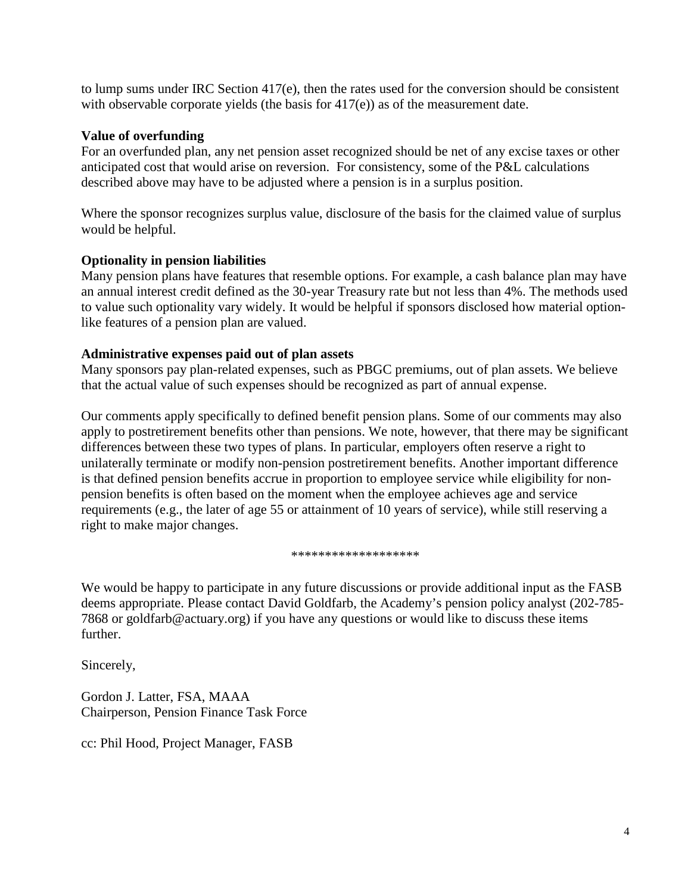to lump sums under IRC Section 417(e), then the rates used for the conversion should be consistent with observable corporate yields (the basis for 417(e)) as of the measurement date.

**Value of overfunding**

For an overfunded plan, any net pension asset recognized should be net of any excise taxes or other anticipated cost that would arise on reversion. For consistency, some of the P&L calculations described above may have to be adjusted where a pension is in a surplus position.

Where the sponsor recognizes surplus value, disclosure of the basis for the claimed value of surplus would be helpful.

**Optionality in pension liabilities**

Many pension plans have features that resemble options. For example, a cash balance plan may have an annual interest credit defined as the 30-year Treasury rate but not less than 4%. The methods used to value such optionality vary widely. It would be helpful if sponsors disclosed how material option-like features of a pension plan are valued.

**Administrative expenses paid out of plan assets**

Many sponsors pay plan-related expenses, such as PBGC premiums, out of plan assets. We believe that the actual value of such expenses should be recognized as part of annual expense.

Our comments apply specifically to defined benefit pension plans. Some of our comments may also apply to postretirement benefits other than pensions. We note, however, that there may be significant differences between these two types of plans. In particular, employers often reserve a right to unilaterally terminate or modify non-pension postretirement benefits. Another important difference is that defined pension benefits accrue in proportion to employee service while eligibility for non-pension benefits is often based on the moment when the employee achieves age and service requirements (e.g., the later of age 55 or attainment of 10 years of service), while still reserving a right to make major changes.

*******************

We would be happy to participate in any future discussions or provide additional input as the FASB deems appropriate. Please contact David Goldfarb, the Academy's pension policy analyst (202-785-7868 or goldfarb@actuary.org) if you have any questions or would like to discuss these items further.

Sincerely,

Gordon J. Latter, FSA, MAAA
Chairperson, Pension Finance Task Force

cc: Phil Hood, Project Manager, FASB